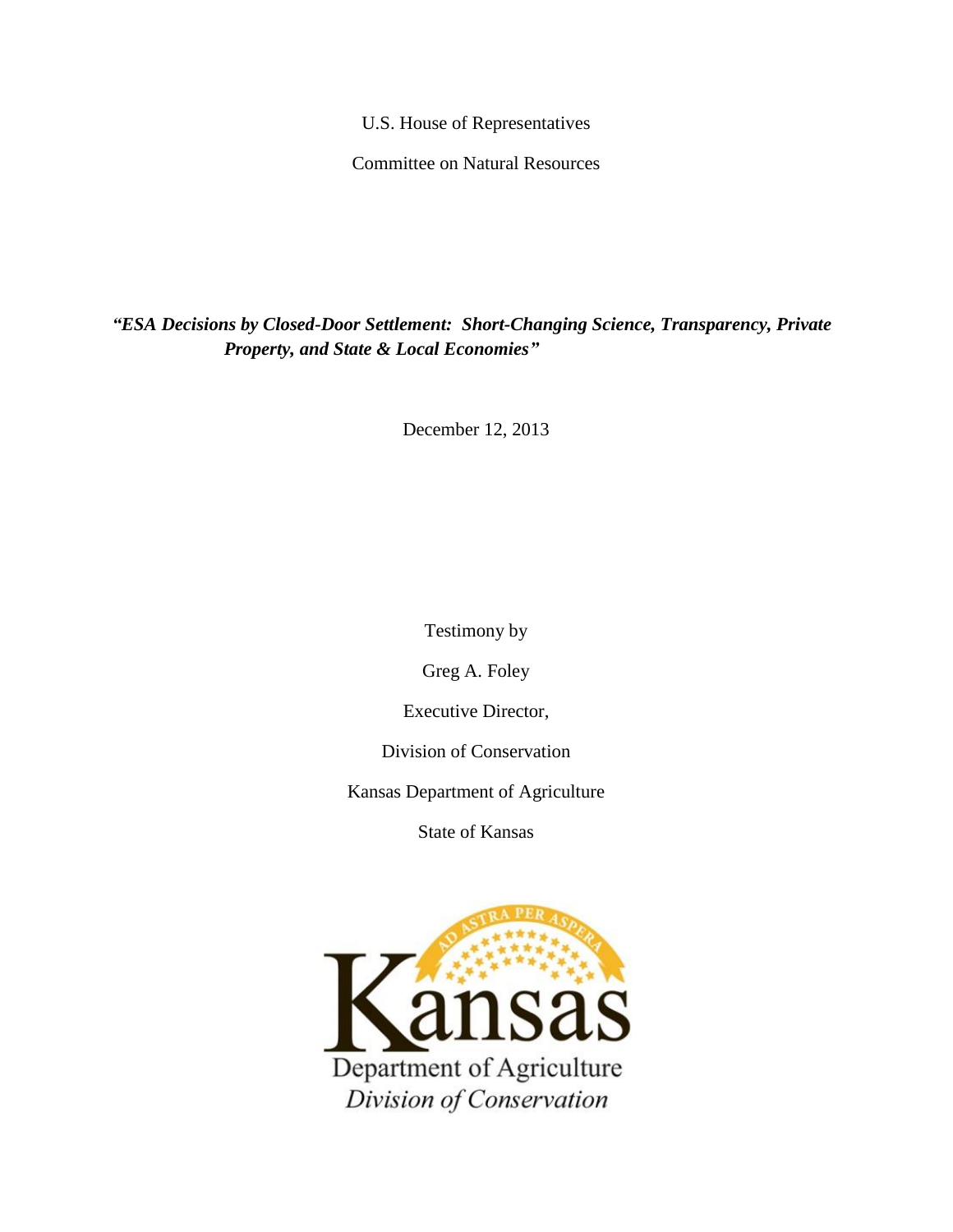U.S. House of Representatives

Committee on Natural Resources

***"ESA Decisions by Closed-Door Settlement: Short-Changing Science, Transparency, Private Property, and State & Local Economies"***

December 12, 2013

Testimony by

Greg A. Foley

Executive Director,

Division of Conservation

Kansas Department of Agriculture

State of Kansas

AD ASTRA PER ASPERA

Kansas

Department of Agriculture

*Division of Conservation*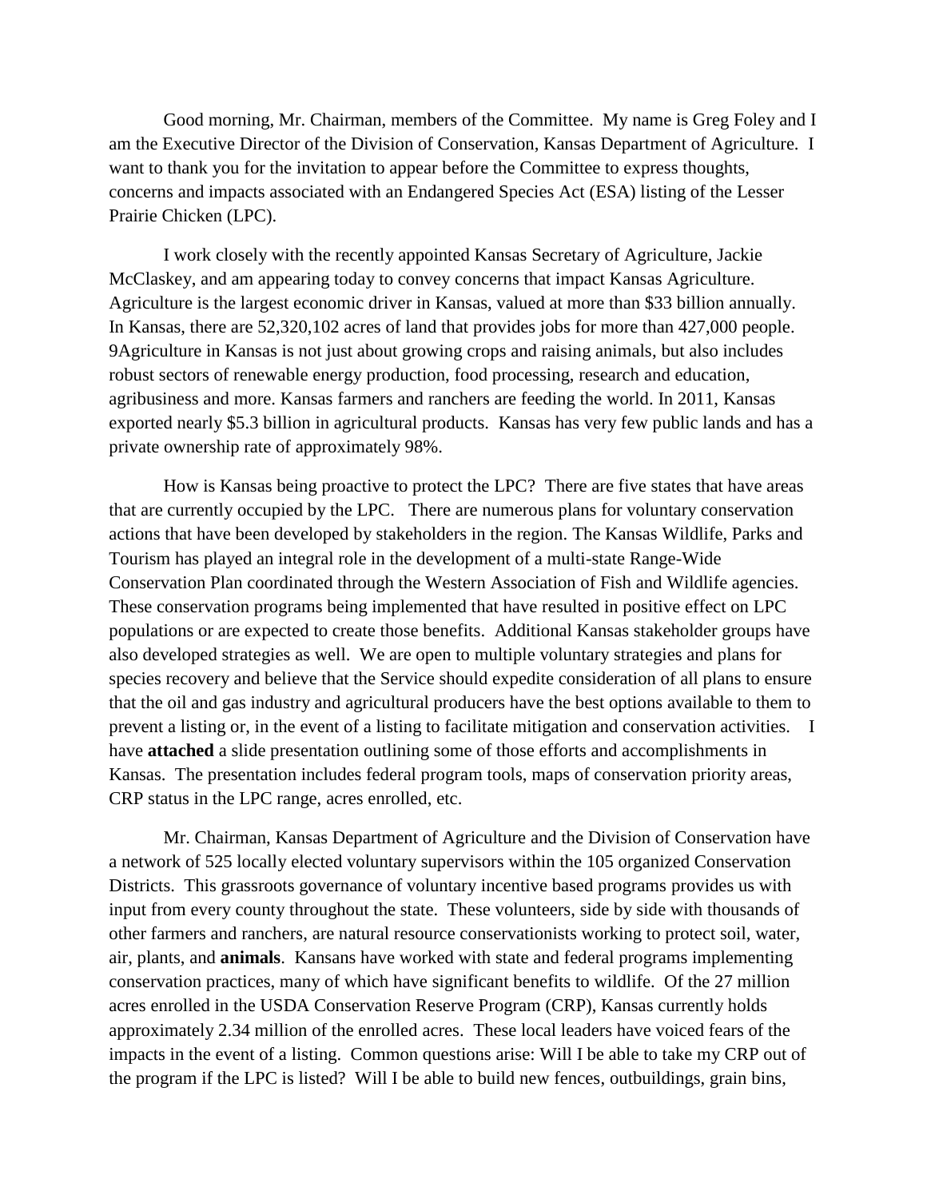Good morning, Mr. Chairman, members of the Committee. My name is Greg Foley and I am the Executive Director of the Division of Conservation, Kansas Department of Agriculture. I want to thank you for the invitation to appear before the Committee to express thoughts, concerns and impacts associated with an Endangered Species Act (ESA) listing of the Lesser Prairie Chicken (LPC).

I work closely with the recently appointed Kansas Secretary of Agriculture, Jackie McClaskey, and am appearing today to convey concerns that impact Kansas Agriculture. Agriculture is the largest economic driver in Kansas, valued at more than $33 billion annually. In Kansas, there are 52,320,102 acres of land that provides jobs for more than 427,000 people. 9Agriculture in Kansas is not just about growing crops and raising animals, but also includes robust sectors of renewable energy production, food processing, research and education, agribusiness and more. Kansas farmers and ranchers are feeding the world. In 2011, Kansas exported nearly $5.3 billion in agricultural products. Kansas has very few public lands and has a private ownership rate of approximately 98%.

How is Kansas being proactive to protect the LPC? There are five states that have areas that are currently occupied by the LPC. There are numerous plans for voluntary conservation actions that have been developed by stakeholders in the region. The Kansas Wildlife, Parks and Tourism has played an integral role in the development of a multi-state Range-Wide Conservation Plan coordinated through the Western Association of Fish and Wildlife agencies. These conservation programs being implemented that have resulted in positive effect on LPC populations or are expected to create those benefits. Additional Kansas stakeholder groups have also developed strategies as well. We are open to multiple voluntary strategies and plans for species recovery and believe that the Service should expedite consideration of all plans to ensure that the oil and gas industry and agricultural producers have the best options available to them to prevent a listing or, in the event of a listing to facilitate mitigation and conservation activities. I have **attached** a slide presentation outlining some of those efforts and accomplishments in Kansas. The presentation includes federal program tools, maps of conservation priority areas, CRP status in the LPC range, acres enrolled, etc.

Mr. Chairman, Kansas Department of Agriculture and the Division of Conservation have a network of 525 locally elected voluntary supervisors within the 105 organized Conservation Districts. This grassroots governance of voluntary incentive based programs provides us with input from every county throughout the state. These volunteers, side by side with thousands of other farmers and ranchers, are natural resource conservationists working to protect soil, water, air, plants, and **animals**. Kansans have worked with state and federal programs implementing conservation practices, many of which have significant benefits to wildlife. Of the 27 million acres enrolled in the USDA Conservation Reserve Program (CRP), Kansas currently holds approximately 2.34 million of the enrolled acres. These local leaders have voiced fears of the impacts in the event of a listing. Common questions arise: Will I be able to take my CRP out of the program if the LPC is listed? Will I be able to build new fences, outbuildings, grain bins,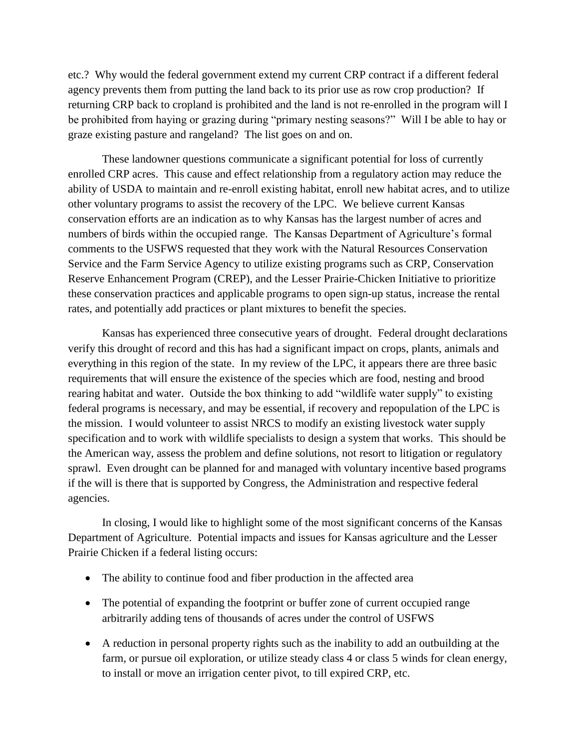etc.? Why would the federal government extend my current CRP contract if a different federal agency prevents them from putting the land back to its prior use as row crop production? If returning CRP back to cropland is prohibited and the land is not re-enrolled in the program will I be prohibited from haying or grazing during "primary nesting seasons?" Will I be able to hay or graze existing pasture and rangeland? The list goes on and on.

These landowner questions communicate a significant potential for loss of currently enrolled CRP acres. This cause and effect relationship from a regulatory action may reduce the ability of USDA to maintain and re-enroll existing habitat, enroll new habitat acres, and to utilize other voluntary programs to assist the recovery of the LPC. We believe current Kansas conservation efforts are an indication as to why Kansas has the largest number of acres and numbers of birds within the occupied range. The Kansas Department of Agriculture's formal comments to the USFWS requested that they work with the Natural Resources Conservation Service and the Farm Service Agency to utilize existing programs such as CRP, Conservation Reserve Enhancement Program (CREP), and the Lesser Prairie-Chicken Initiative to prioritize these conservation practices and applicable programs to open sign-up status, increase the rental rates, and potentially add practices or plant mixtures to benefit the species.

Kansas has experienced three consecutive years of drought. Federal drought declarations verify this drought of record and this has had a significant impact on crops, plants, animals and everything in this region of the state. In my review of the LPC, it appears there are three basic requirements that will ensure the existence of the species which are food, nesting and brood rearing habitat and water. Outside the box thinking to add "wildlife water supply" to existing federal programs is necessary, and may be essential, if recovery and repopulation of the LPC is the mission. I would volunteer to assist NRCS to modify an existing livestock water supply specification and to work with wildlife specialists to design a system that works. This should be the American way, assess the problem and define solutions, not resort to litigation or regulatory sprawl. Even drought can be planned for and managed with voluntary incentive based programs if the will is there that is supported by Congress, the Administration and respective federal agencies.

In closing, I would like to highlight some of the most significant concerns of the Kansas Department of Agriculture. Potential impacts and issues for Kansas agriculture and the Lesser Prairie Chicken if a federal listing occurs:

- The ability to continue food and fiber production in the affected area
- The potential of expanding the footprint or buffer zone of current occupied range arbitrarily adding tens of thousands of acres under the control of USFWS
- A reduction in personal property rights such as the inability to add an outbuilding at the farm, or pursue oil exploration, or utilize steady class 4 or class 5 winds for clean energy, to install or move an irrigation center pivot, to till expired CRP, etc.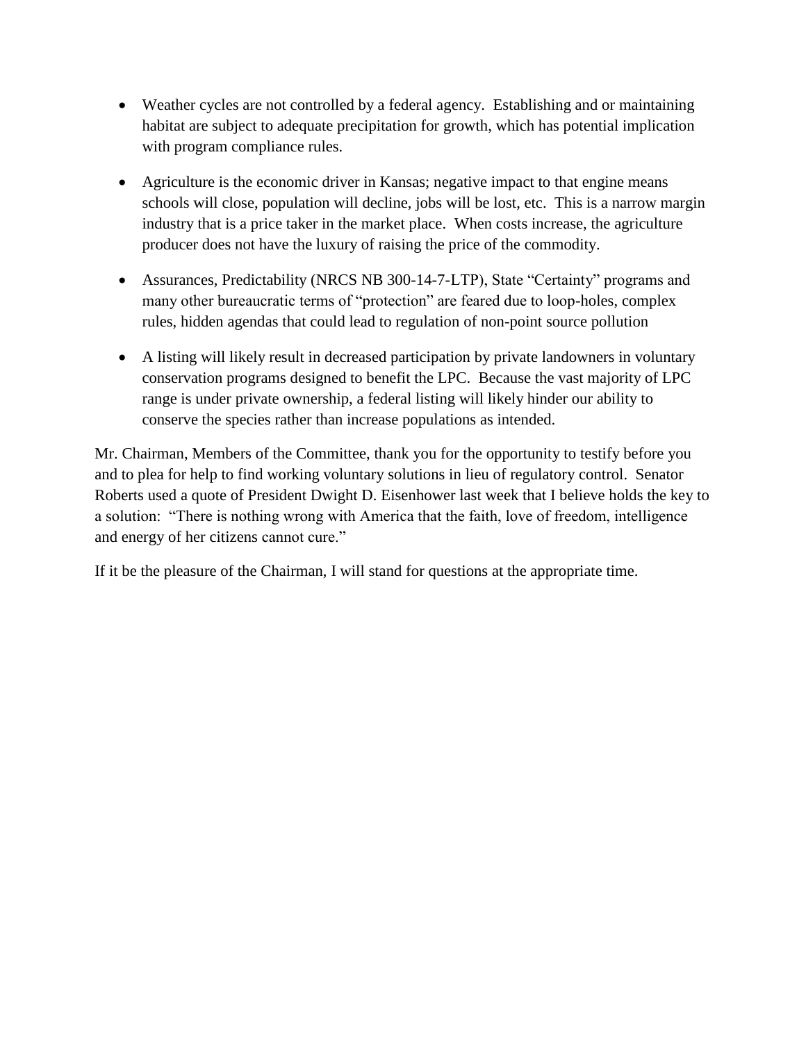- Weather cycles are not controlled by a federal agency. Establishing and or maintaining habitat are subject to adequate precipitation for growth, which has potential implication with program compliance rules.
- Agriculture is the economic driver in Kansas; negative impact to that engine means schools will close, population will decline, jobs will be lost, etc. This is a narrow margin industry that is a price taker in the market place. When costs increase, the agriculture producer does not have the luxury of raising the price of the commodity.
- Assurances, Predictability (NRCS NB 300-14-7-LTP), State "Certainty" programs and many other bureaucratic terms of "protection" are feared due to loop-holes, complex rules, hidden agendas that could lead to regulation of non-point source pollution
- A listing will likely result in decreased participation by private landowners in voluntary conservation programs designed to benefit the LPC. Because the vast majority of LPC range is under private ownership, a federal listing will likely hinder our ability to conserve the species rather than increase populations as intended.

Mr. Chairman, Members of the Committee, thank you for the opportunity to testify before you and to plea for help to find working voluntary solutions in lieu of regulatory control. Senator Roberts used a quote of President Dwight D. Eisenhower last week that I believe holds the key to a solution: "There is nothing wrong with America that the faith, love of freedom, intelligence and energy of her citizens cannot cure."

If it be the pleasure of the Chairman, I will stand for questions at the appropriate time.